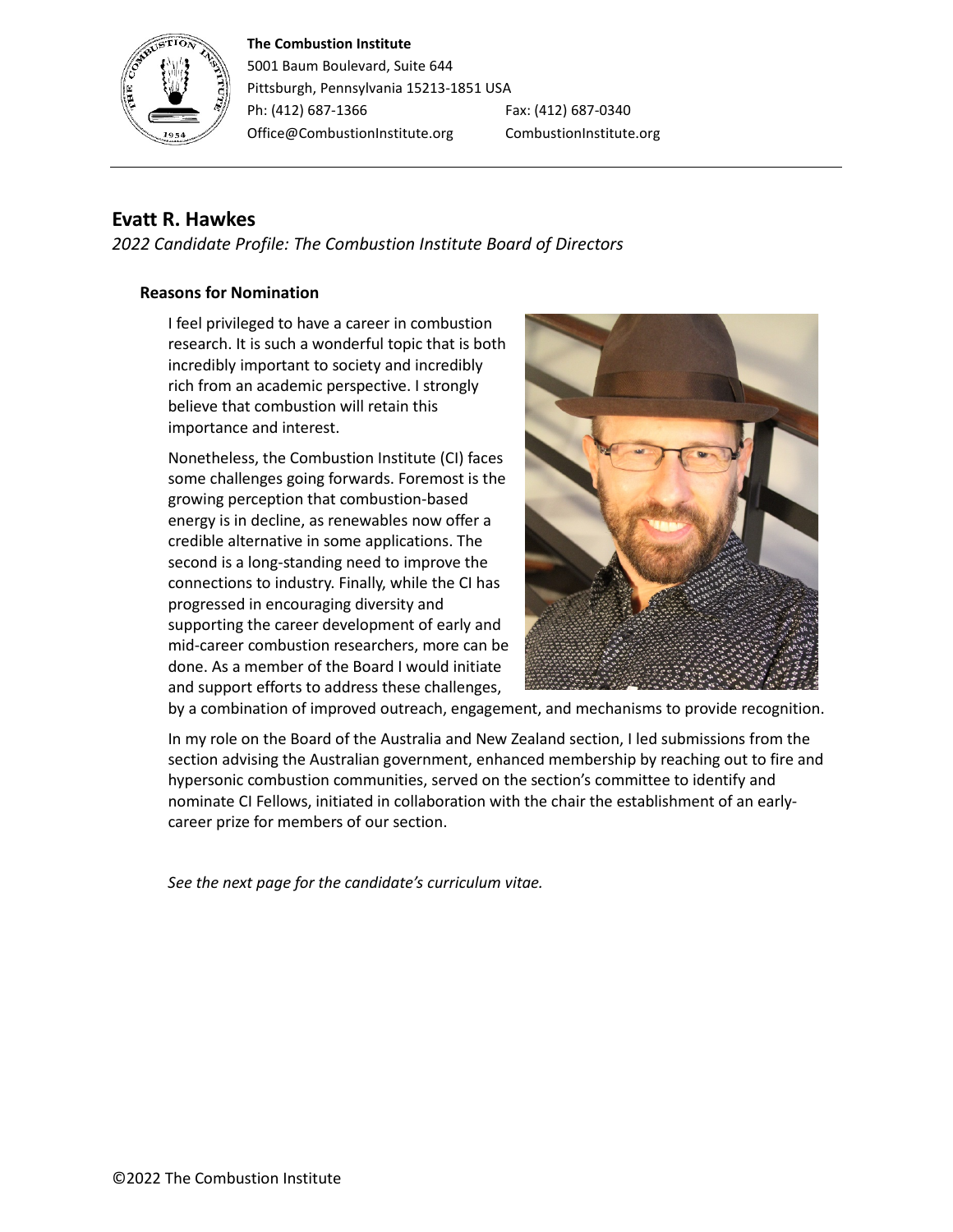**The Combustion Institute**
5001 Baum Boulevard, Suite 644
Pittsburgh, Pennsylvania 15213-1851 USA
Ph: (412) 687-1366 Fax: (412) 687-0340
Office@CombustionInstitute.org CombustionInstitute.org

## Evatt R. Hawkes

*2022 Candidate Profile: The Combustion Institute Board of Directors*

### Reasons for Nomination

I feel privileged to have a career in combustion research. It is such a wonderful topic that is both incredibly important to society and incredibly rich from an academic perspective. I strongly believe that combustion will retain this importance and interest.

Nonetheless, the Combustion Institute (CI) faces some challenges going forwards. Foremost is the growing perception that combustion-based energy is in decline, as renewables now offer a credible alternative in some applications. The second is a long-standing need to improve the connections to industry. Finally, while the CI has progressed in encouraging diversity and supporting the career development of early and mid-career combustion researchers, more can be done. As a member of the Board I would initiate and support efforts to address these challenges, by a combination of improved outreach, engagement, and mechanisms to provide recognition.

In my role on the Board of the Australia and New Zealand section, I led submissions from the section advising the Australian government, enhanced membership by reaching out to fire and hypersonic combustion communities, served on the section's committee to identify and nominate CI Fellows, initiated in collaboration with the chair the establishment of an early-career prize for members of our section.

*See the next page for the candidate's curriculum vitae.*

©2022 The Combustion Institute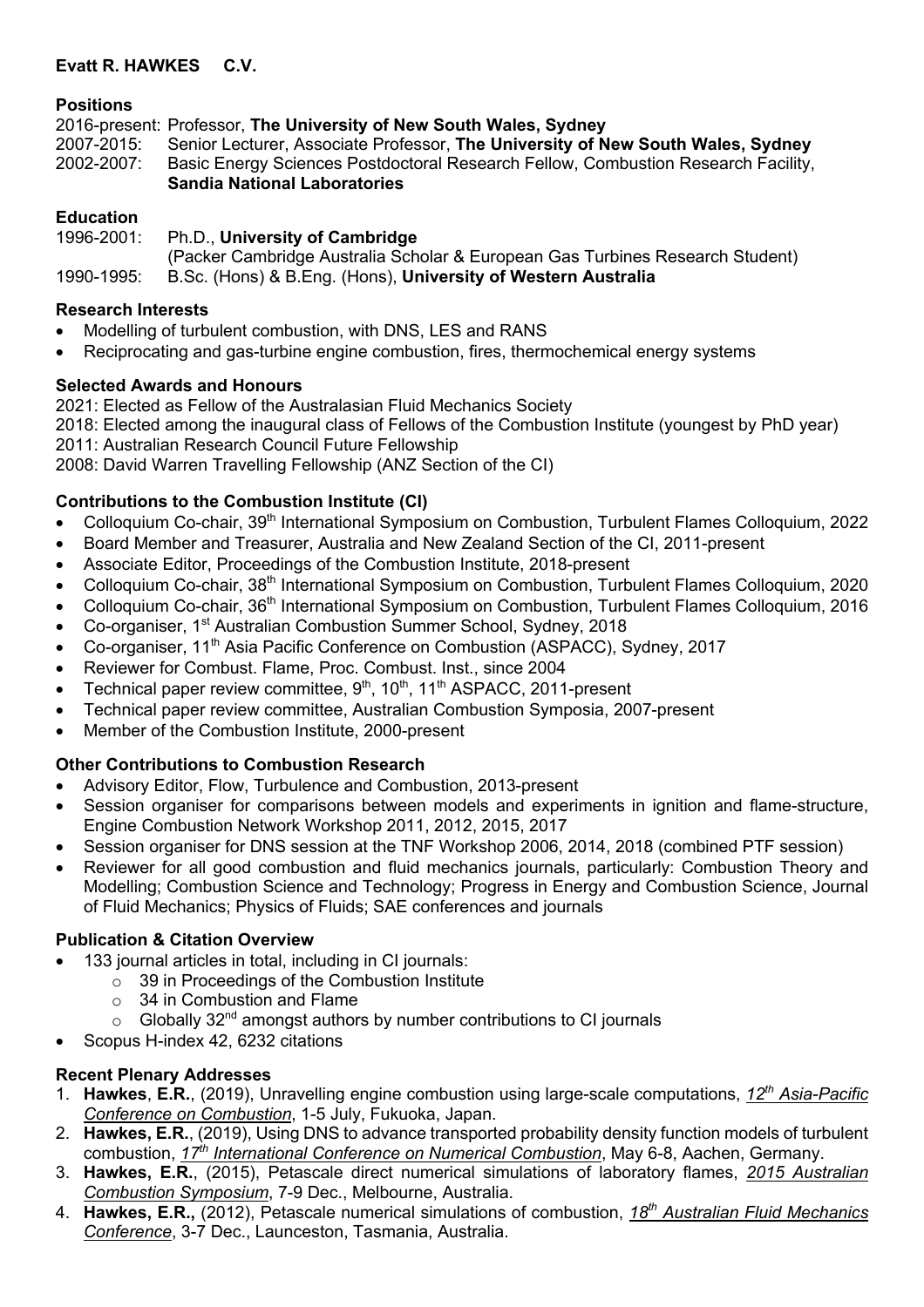**Evatt R. HAWKES    C.V.**

**Positions**

2016-present: Professor, **The University of New South Wales, Sydney**
2007-2015: Senior Lecturer, Associate Professor, **The University of New South Wales, Sydney**
2002-2007: Basic Energy Sciences Postdoctoral Research Fellow, Combustion Research Facility, **Sandia National Laboratories**

**Education**

1996-2001: Ph.D., **University of Cambridge**
(Packer Cambridge Australia Scholar & European Gas Turbines Research Student)
1990-1995: B.Sc. (Hons) & B.Eng. (Hons), **University of Western Australia**

**Research Interests**

- Modelling of turbulent combustion, with DNS, LES and RANS
- Reciprocating and gas-turbine engine combustion, fires, thermochemical energy systems

**Selected Awards and Honours**

2021: Elected as Fellow of the Australasian Fluid Mechanics Society
2018: Elected among the inaugural class of Fellows of the Combustion Institute (youngest by PhD year)
2011: Australian Research Council Future Fellowship
2008: David Warren Travelling Fellowship (ANZ Section of the CI)

**Contributions to the Combustion Institute (CI)**

- Colloquium Co-chair, 39th International Symposium on Combustion, Turbulent Flames Colloquium, 2022
- Board Member and Treasurer, Australia and New Zealand Section of the CI, 2011-present
- Associate Editor, Proceedings of the Combustion Institute, 2018-present
- Colloquium Co-chair, 38th International Symposium on Combustion, Turbulent Flames Colloquium, 2020
- Colloquium Co-chair, 36th International Symposium on Combustion, Turbulent Flames Colloquium, 2016
- Co-organiser, 1st Australian Combustion Summer School, Sydney, 2018
- Co-organiser, 11th Asia Pacific Conference on Combustion (ASPACC), Sydney, 2017
- Reviewer for Combust. Flame, Proc. Combust. Inst., since 2004
- Technical paper review committee, 9th, 10th, 11th ASPACC, 2011-present
- Technical paper review committee, Australian Combustion Symposia, 2007-present
- Member of the Combustion Institute, 2000-present

**Other Contributions to Combustion Research**

- Advisory Editor, Flow, Turbulence and Combustion, 2013-present
- Session organiser for comparisons between models and experiments in ignition and flame-structure, Engine Combustion Network Workshop 2011, 2012, 2015, 2017
- Session organiser for DNS session at the TNF Workshop 2006, 2014, 2018 (combined PTF session)
- Reviewer for all good combustion and fluid mechanics journals, particularly: Combustion Theory and Modelling; Combustion Science and Technology; Progress in Energy and Combustion Science, Journal of Fluid Mechanics; Physics of Fluids; SAE conferences and journals

**Publication & Citation Overview**

- 133 journal articles in total, including in CI journals:
  - 39 in Proceedings of the Combustion Institute
  - 34 in Combustion and Flame
  - Globally 32nd amongst authors by number contributions to CI journals
- Scopus H-index 42, 6232 citations

**Recent Plenary Addresses**

1. **Hawkes**, **E.R.**, (2019), Unravelling engine combustion using large-scale computations, *12th Asia-Pacific Conference on Combustion*, 1-5 July, Fukuoka, Japan.
2. **Hawkes, E.R.**, (2019), Using DNS to advance transported probability density function models of turbulent combustion, *17th International Conference on Numerical Combustion*, May 6-8, Aachen, Germany.
3. **Hawkes, E.R.**, (2015), Petascale direct numerical simulations of laboratory flames, *2015 Australian Combustion Symposium*, 7-9 Dec., Melbourne, Australia.
4. **Hawkes, E.R.,** (2012), Petascale numerical simulations of combustion, *18th Australian Fluid Mechanics Conference*, 3-7 Dec., Launceston, Tasmania, Australia.